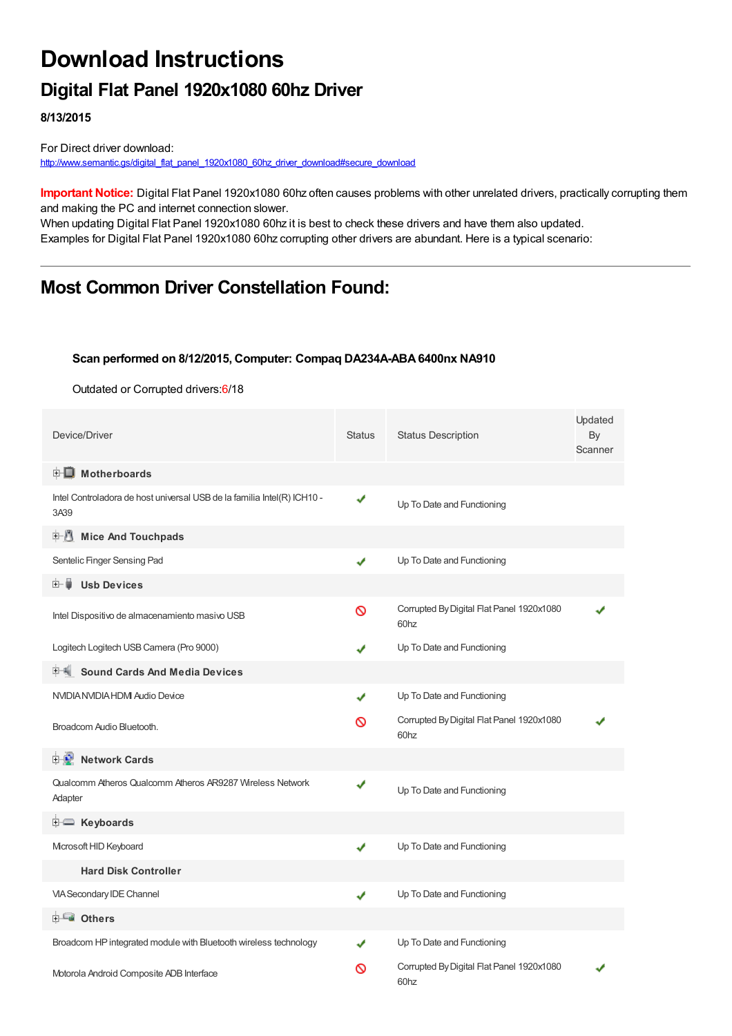# Download Instructions

## Digital Flat Panel 1920x1080 60hz Driver

**8/13/2015**

For Direct driver download:
http://www.semantic.gs/digital_flat_panel_1920x1080_60hz_driver_download#secure_download

**Important Notice:** Digital Flat Panel 1920x1080 60hz often causes problems with other unrelated drivers, practically corrupting them and making the PC and internet connection slower.
When updating Digital Flat Panel 1920x1080 60hz it is best to check these drivers and have them also updated.
Examples for Digital Flat Panel 1920x1080 60hz corrupting other drivers are abundant. Here is a typical scenario:

---

## Most Common Driver Constellation Found:

**Scan performed on 8/12/2015, Computer: Compaq DA234A-ABA 6400nx NA910**

Outdated or Corrupted drivers:6/18

| Device/Driver | Status | Status Description | Updated By Scanner |
|---|---|---|---|
| **Motherboards** | | | |
| Intel Controladora de host universal USB de la familia Intel(R) ICH10 - 3A39 | ✔ | Up To Date and Functioning | |
| **Mice And Touchpads** | | | |
| Sentelic Finger Sensing Pad | ✔ | Up To Date and Functioning | |
| **Usb Devices** | | | |
| Intel Dispositivo de almacenamiento masivo USB | ⊘ | Corrupted By Digital Flat Panel 1920x1080 60hz | ✔ |
| Logitech Logitech USB Camera (Pro 9000) | ✔ | Up To Date and Functioning | |
| **Sound Cards And Media Devices** | | | |
| NVIDIA NVIDIA HDMI Audio Device | ✔ | Up To Date and Functioning | |
| Broadcom Audio Bluetooth. | ⊘ | Corrupted By Digital Flat Panel 1920x1080 60hz | ✔ |
| **Network Cards** | | | |
| Qualcomm Atheros Qualcomm Atheros AR9287 Wireless Network Adapter | ✔ | Up To Date and Functioning | |
| **Keyboards** | | | |
| Microsoft HID Keyboard | ✔ | Up To Date and Functioning | |
| **Hard Disk Controller** | | | |
| VIA Secondary IDE Channel | ✔ | Up To Date and Functioning | |
| **Others** | | | |
| Broadcom HP integrated module with Bluetooth wireless technology | ✔ | Up To Date and Functioning | |
| Motorola Android Composite ADB Interface | ⊘ | Corrupted By Digital Flat Panel 1920x1080 60hz | ✔ |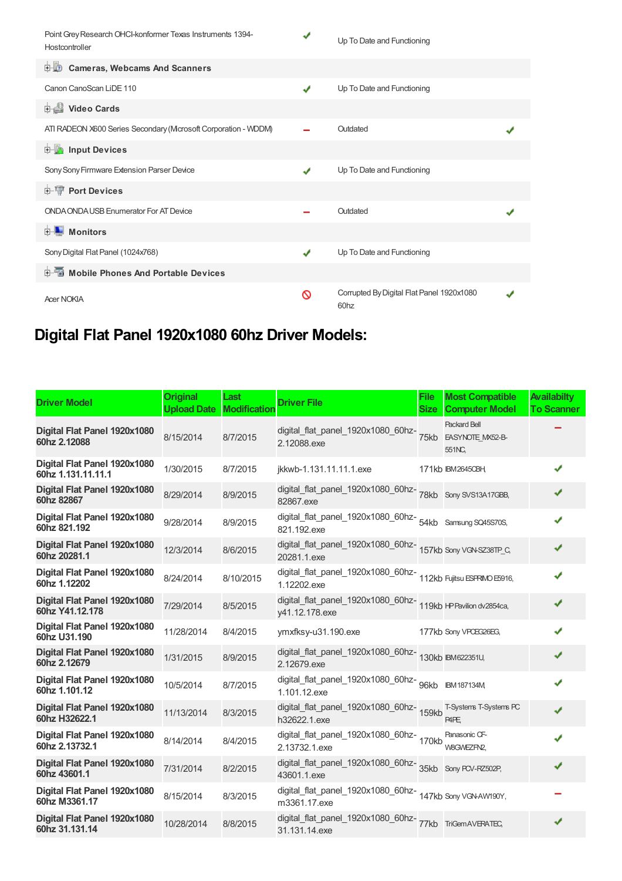| | | | |
|---|---|---|---|
| Point Grey Research OHCI-konformer Texas Instruments 1394-Hostcontroller | ✔ | Up To Date and Functioning | |
| **Cameras, Webcams And Scanners** | | | |
| Canon CanoScan LiDE 110 | ✔ | Up To Date and Functioning | |
| **Video Cards** | | | |
| ATI RADEON X600 Series Secondary (Microsoft Corporation - WDDM) | − | Outdated | ✔ |
| **Input Devices** | | | |
| Sony Sony Firmware Extension Parser Device | ✔ | Up To Date and Functioning | |
| **Port Devices** | | | |
| ONDA ONDA USB Enumerator For AT Device | − | Outdated | ✔ |
| **Monitors** | | | |
| Sony Digital Flat Panel (1024x768) | ✔ | Up To Date and Functioning | |
| **Mobile Phones And Portable Devices** | | | |
| Acer NOKIA | ⊘ | Corrupted By Digital Flat Panel 1920x1080 60hz | ✔ |

## Digital Flat Panel 1920x1080 60hz Driver Models:

| Driver Model | Original Upload Date | Last Modification | Driver File | File Size | Most Compatible Computer Model | Availabilty To Scanner |
|---|---|---|---|---|---|---|
| **Digital Flat Panel 1920x1080 60hz 2.12088** | 8/15/2014 | 8/7/2015 | digital_flat_panel_1920x1080_60hz-2.12088.exe | 75kb | Packard Bell EASYNOTE_MX52-B-551NC, | − |
| **Digital Flat Panel 1920x1080 60hz 1.131.11.11.1** | 1/30/2015 | 8/7/2015 | jkkwb-1.131.11.11.1.exe | 171kb | IBM 2645CBH, | ✔ |
| **Digital Flat Panel 1920x1080 60hz 82867** | 8/29/2014 | 8/9/2015 | digital_flat_panel_1920x1080_60hz-82867.exe | 78kb | Sony SVS13A17GBB, | ✔ |
| **Digital Flat Panel 1920x1080 60hz 821.192** | 9/28/2014 | 8/9/2015 | digital_flat_panel_1920x1080_60hz-821.192.exe | 54kb | Samsung SQ45S70S, | ✔ |
| **Digital Flat Panel 1920x1080 60hz 20281.1** | 12/3/2014 | 8/6/2015 | digital_flat_panel_1920x1080_60hz-20281.1.exe | 157kb | Sony VGN-SZ38TP_C, | ✔ |
| **Digital Flat Panel 1920x1080 60hz 1.12202** | 8/24/2014 | 8/10/2015 | digital_flat_panel_1920x1080_60hz-1.12202.exe | 112kb | Fujitsu ESPRIMO E5916, | ✔ |
| **Digital Flat Panel 1920x1080 60hz Y41.12.178** | 7/29/2014 | 8/5/2015 | digital_flat_panel_1920x1080_60hz-y41.12.178.exe | 119kb | HP Pavilion dv2854ca, | ✔ |
| **Digital Flat Panel 1920x1080 60hz U31.190** | 11/28/2014 | 8/4/2015 | ymxfksy-u31.190.exe | 177kb | Sony VPCEG26EG, | ✔ |
| **Digital Flat Panel 1920x1080 60hz 2.12679** | 1/31/2015 | 8/9/2015 | digital_flat_panel_1920x1080_60hz-2.12679.exe | 130kb | IBM622351U, | ✔ |
| **Digital Flat Panel 1920x1080 60hz 1.101.12** | 10/5/2014 | 8/7/2015 | digital_flat_panel_1920x1080_60hz-1.101.12.exe | 96kb | IBM 187134M, | ✔ |
| **Digital Flat Panel 1920x1080 60hz H32622.1** | 11/13/2014 | 8/3/2015 | digital_flat_panel_1920x1080_60hz-h32622.1.exe | 159kb | T-Systems T-Systems PC P4PE, | ✔ |
| **Digital Flat Panel 1920x1080 60hz 2.13732.1** | 8/14/2014 | 8/4/2015 | digital_flat_panel_1920x1080_60hz-2.13732.1.exe | 170kb | Panasonic CF-W8GWEZFN2, | ✔ |
| **Digital Flat Panel 1920x1080 60hz 43601.1** | 7/31/2014 | 8/2/2015 | digital_flat_panel_1920x1080_60hz-43601.1.exe | 35kb | Sony PCV-RZ502P, | ✔ |
| **Digital Flat Panel 1920x1080 60hz M3361.17** | 8/15/2014 | 8/3/2015 | digital_flat_panel_1920x1080_60hz-m3361.17.exe | 147kb | Sony VGN-AW190Y, | − |
| **Digital Flat Panel 1920x1080 60hz 31.131.14** | 10/28/2014 | 8/8/2015 | digital_flat_panel_1920x1080_60hz-31.131.14.exe | 77kb | TriGem AVERATEC, | ✔ |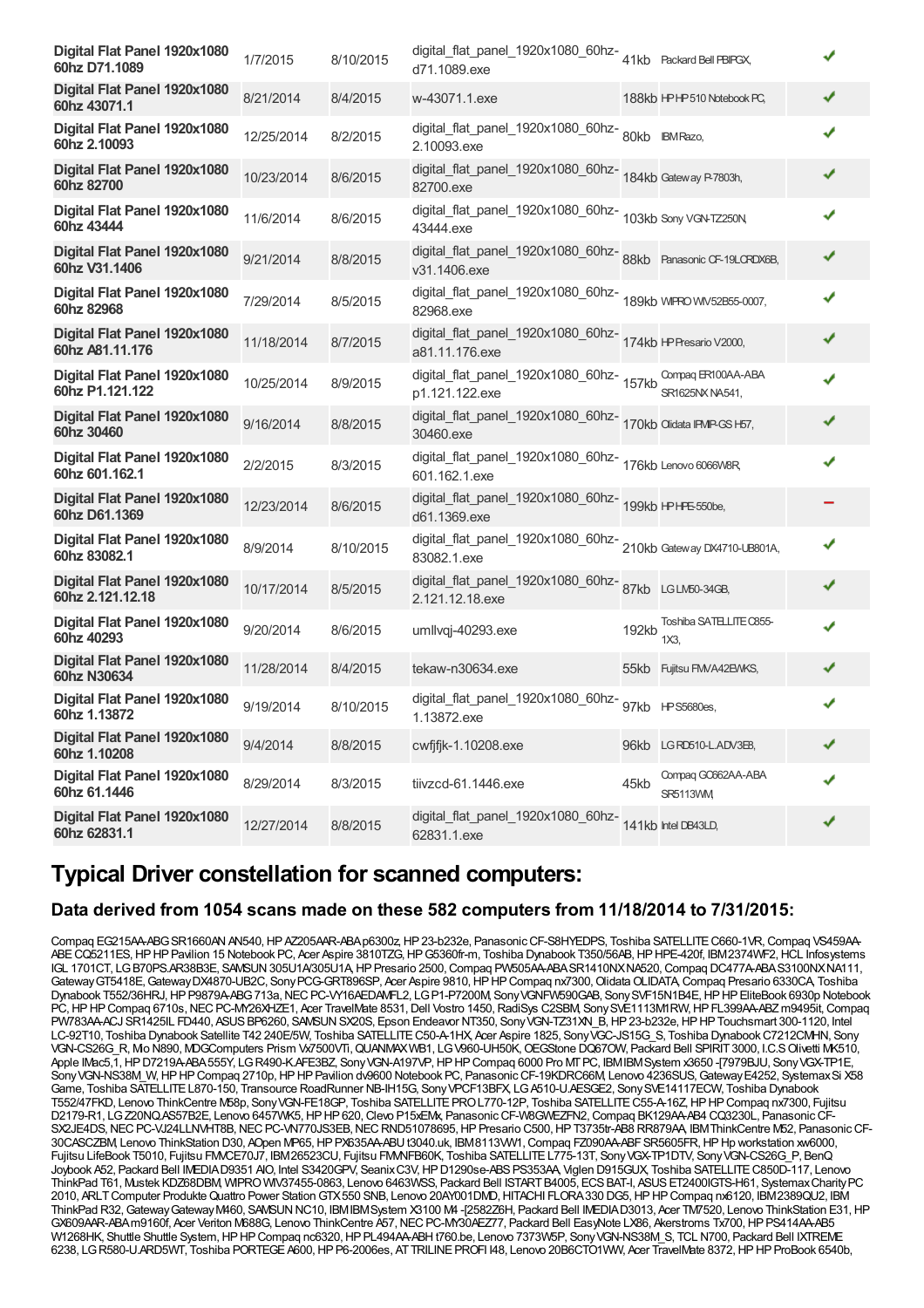| | | | | | | |
|---|---|---|---|---|---|---|
| **Digital Flat Panel 1920x1080 60hz D71.1089** | 1/7/2015 | 8/10/2015 | digital_flat_panel_1920x1080_60hz-d71.1089.exe | 41kb | Packard Bell PBIPGX, | ✔ |
| **Digital Flat Panel 1920x1080 60hz 43071.1** | 8/21/2014 | 8/4/2015 | w-43071.1.exe | 188kb | HP HP 510 Notebook PC, | ✔ |
| **Digital Flat Panel 1920x1080 60hz 2.10093** | 12/25/2014 | 8/2/2015 | digital_flat_panel_1920x1080_60hz-2.10093.exe | 80kb | IBM Razo, | ✔ |
| **Digital Flat Panel 1920x1080 60hz 82700** | 10/23/2014 | 8/6/2015 | digital_flat_panel_1920x1080_60hz-82700.exe | 184kb | Gateway P-7803h, | ✔ |
| **Digital Flat Panel 1920x1080 60hz 43444** | 11/6/2014 | 8/6/2015 | digital_flat_panel_1920x1080_60hz-43444.exe | 103kb | Sony VGN-TZ250N, | ✔ |
| **Digital Flat Panel 1920x1080 60hz V31.1406** | 9/21/2014 | 8/8/2015 | digital_flat_panel_1920x1080_60hz-v31.1406.exe | 88kb | Panasonic CF-19LCRDX6B, | ✔ |
| **Digital Flat Panel 1920x1080 60hz 82968** | 7/29/2014 | 8/5/2015 | digital_flat_panel_1920x1080_60hz-82968.exe | 189kb | WIPRO WIV52B55-0007, | ✔ |
| **Digital Flat Panel 1920x1080 60hz A81.11.176** | 11/18/2014 | 8/7/2015 | digital_flat_panel_1920x1080_60hz-a81.11.176.exe | 174kb | HP Presario V2000, | ✔ |
| **Digital Flat Panel 1920x1080 60hz P1.121.122** | 10/25/2014 | 8/9/2015 | digital_flat_panel_1920x1080_60hz-p1.121.122.exe | 157kb | Compaq ER100AA-ABA SR1625NX NA541, | ✔ |
| **Digital Flat Panel 1920x1080 60hz 30460** | 9/16/2014 | 8/8/2015 | digital_flat_panel_1920x1080_60hz-30460.exe | 170kb | Olidata IPMIP-GS H57, | ✔ |
| **Digital Flat Panel 1920x1080 60hz 601.162.1** | 2/2/2015 | 8/3/2015 | digital_flat_panel_1920x1080_60hz-601.162.1.exe | 176kb | Lenovo 6066W8R, | ✔ |
| **Digital Flat Panel 1920x1080 60hz D61.1369** | 12/23/2014 | 8/6/2015 | digital_flat_panel_1920x1080_60hz-d61.1369.exe | 199kb | HP HPE-550be, | − |
| **Digital Flat Panel 1920x1080 60hz 83082.1** | 8/9/2014 | 8/10/2015 | digital_flat_panel_1920x1080_60hz-83082.1.exe | 210kb | Gateway DX4710-UB801A, | ✔ |
| **Digital Flat Panel 1920x1080 60hz 2.121.12.18** | 10/17/2014 | 8/5/2015 | digital_flat_panel_1920x1080_60hz-2.121.12.18.exe | 87kb | LG LM50-34GB, | ✔ |
| **Digital Flat Panel 1920x1080 60hz 40293** | 9/20/2014 | 8/6/2015 | umllvqj-40293.exe | 192kb | Toshiba SATELLITE C855-1X3, | ✔ |
| **Digital Flat Panel 1920x1080 60hz N30634** | 11/28/2014 | 8/4/2015 | tekaw-n30634.exe | 55kb | Fujitsu FMVA42EWKS, | ✔ |
| **Digital Flat Panel 1920x1080 60hz 1.13872** | 9/19/2014 | 8/10/2015 | digital_flat_panel_1920x1080_60hz-1.13872.exe | 97kb | HP S5680es, | ✔ |
| **Digital Flat Panel 1920x1080 60hz 1.10208** | 9/4/2014 | 8/8/2015 | cwfjfjk-1.10208.exe | 96kb | LG RD510-L.ADV3EB, | ✔ |
| **Digital Flat Panel 1920x1080 60hz 61.1446** | 8/29/2014 | 8/3/2015 | tiivzcd-61.1446.exe | 45kb | Compaq GC662AA-ABA SR5113WM, | ✔ |
| **Digital Flat Panel 1920x1080 60hz 62831.1** | 12/27/2014 | 8/8/2015 | digital_flat_panel_1920x1080_60hz-62831.1.exe | 141kb | Intel DB43LD, | ✔ |

## Typical Driver constellation for scanned computers:

### Data derived from 1054 scans made on these 582 computers from 11/18/2014 to 7/31/2015:

Compaq EG215AA-ABG SR1660AN AN540, HP AZ205AAR-ABA p6300z, HP 23-b232e, Panasonic CF-S8HYEDPS, Toshiba SATELLITE C660-1VR, Compaq VS459AA-ABE CQ5211ES, HP HP Pavilion 15 Notebook PC, Acer Aspire 3810TZG, HP G5360fr-m, Toshiba Dynabook T350/56AB, HP HPE-420f, IBM 2374WF2, HCL Infosystems IGL 1701CT, LG B70PS.AR38B3E, SAMSUN 305U1A/305U1A, HP Presario 2500, Compaq PW505AA-ABA SR1410NX NA520, Compaq DC477A-ABA S3100NX NA111, Gateway GT5418E, Gateway DX4870-UB2C, Sony PCG-GRT896SP, Acer Aspire 9810, HP HP Compaq nx7300, Olidata OLIDATA, Compaq Presario 6330CA, Toshiba Dynabook T552/36HRJ, HP P9879A-ABG 713a, NEC PC-VY16AEDAMFL2, LG P1-P7200M, Sony VGNFW590GAB, Sony SVF15N1B4E, HP HP EliteBook 6930p Notebook PC, HP HP Compaq 6710s, NEC PC-MY26XHZE1, Acer TravelMate 8531, Dell Vostro 1450, RadiSys C2SBM, Sony SVE1113M1RW, HP FL399AA-ABZ m9495it, Compaq PW783AA-ACJ SR1425IL FD440, ASUS BP6260, SAMSUN SX20S, Epson Endeavor NT350, Sony VGN-TZ31XN_B, HP 23-b232e, HP HP Touchsmart 300-1120, Intel LC-92T10, Toshiba Dynabook Satellite T42 240E/5W, Toshiba SATELLITE C50-A-1HX, Acer Aspire 1825, Sony VGC-JS15G_S, Toshiba Dynabook C7212CMHN, Sony VGN-CS26G_R, Mio N890, MDGComputers Prism Vx7500VTi, QUANMAX WB1, LG V960-UH50K, OEGStone DQ67OW, Packard Bell SPIRIT 3000, I.C.S Olivetti MK510, Apple IMac5,1, HP D7219A-ABA 555Y, LG R490-K.AFE3BZ, Sony VGN-A197VP, HP HP Compaq 6000 Pro MT PC, IBM IBM System x3650 -[7979BJU, Sony VGX-TP1E, Sony VGN-NS38M_W, HP HP Compaq 2710p, HP HP Pavilion dv9600 Notebook PC, Panasonic CF-19KDRC66M, Lenovo 4236SUS, Gateway E4252, Systemax Si X58 Game, Toshiba SATELLITE L870-150, Transource RoadRunner NB-IH15G, Sony VPCF13BFX, LG A510-U.AESGE2, Sony SVE14117ECW, Toshiba Dynabook T552/47FKD, Lenovo ThinkCentre M58p, Sony VGN-FE18GP, Toshiba SATELLITE PRO L770-12P, Toshiba SATELLITE C55-A-16Z, HP HP Compaq nx7300, Fujitsu D2179-R1, LG Z20NQ.AS57B2E, Lenovo 6457WK5, HP HP 620, Clevo P15xEMx, Panasonic CF-W8GWEZFN2, Compaq BK129AA-AB4 CQ3230L, Panasonic CF-SX2JE4DS, NEC PC-VJ24LLNVHT8B, NEC PC-VN770JS3EB, NEC RND51078695, HP Presario C500, HP T3735tr-AB8 RR879AA, IBM ThinkCentre M52, Panasonic CF-30CASCZBM, Lenovo ThinkStation D30, AOpen MP65, HP PX635AA-ABU t3040.uk, IBM 8113VW1, Compaq FZ090AA-ABF SR5605FR, HP Hp workstation xw6000, Fujitsu LifeBook T5010, Fujitsu FMVCE70J7, IBM 26523CU, Fujitsu FMVNFB60K, Toshiba SATELLITE L775-13T, Sony VGX-TP1DTV, Sony VGN-CS26G_P, BenQ Joybook A52, Packard Bell IMEDIA D9351 AIO, Intel S3420GPV, Seanix C3V, HP D1290se-ABS PS353AA, Viglen D915GUX, Toshiba SATELLITE C850D-117, Lenovo ThinkPad T61, Mustek KDZ68DBM, WIPRO WIV37455-0863, Lenovo 6463WSS, Packard Bell ISTART B4005, ECS BAT-I, ASUS ET2400IGTS-H61, Systemax Charity PC 2010, ARLT Computer Produkte Quattro Power Station GTX 550 SNB, Lenovo 20AY001DMD, HITACHI FLORA 330 DG5, HP HP Compaq nx6120, IBM 2389QU2, IBM ThinkPad R32, Gateway Gateway M460, SAMSUN NC10, IBM IBM System X3100 M4 -[2582Z6H, Packard Bell IMEDIA D3013, Acer TM7520, Lenovo ThinkCentre E31, HP GX609AAR-ABA m9160f, Acer Veriton M688G, Lenovo ThinkCentre A57, NEC PC-MY30AEZ77, Packard Bell EasyNote LX86, Akerstroms Tx700, HP PS414AA-AB5 W1268HK, Shuttle Shuttle System, HP HP Compaq nc6320, HP PL494AA-ABH t760.be, Lenovo 7373W5P, Sony VGN-NS38M_S, TCL N700, Packard Bell IXTREME 6238, LG R580-U.ARD5WT, Toshiba PORTEGE A600, HP P6-2006es, AT TRILINE PROFI I48, Lenovo 20B6CTO1WW, Acer TravelMate 8372, HP HP ProBook 6540b,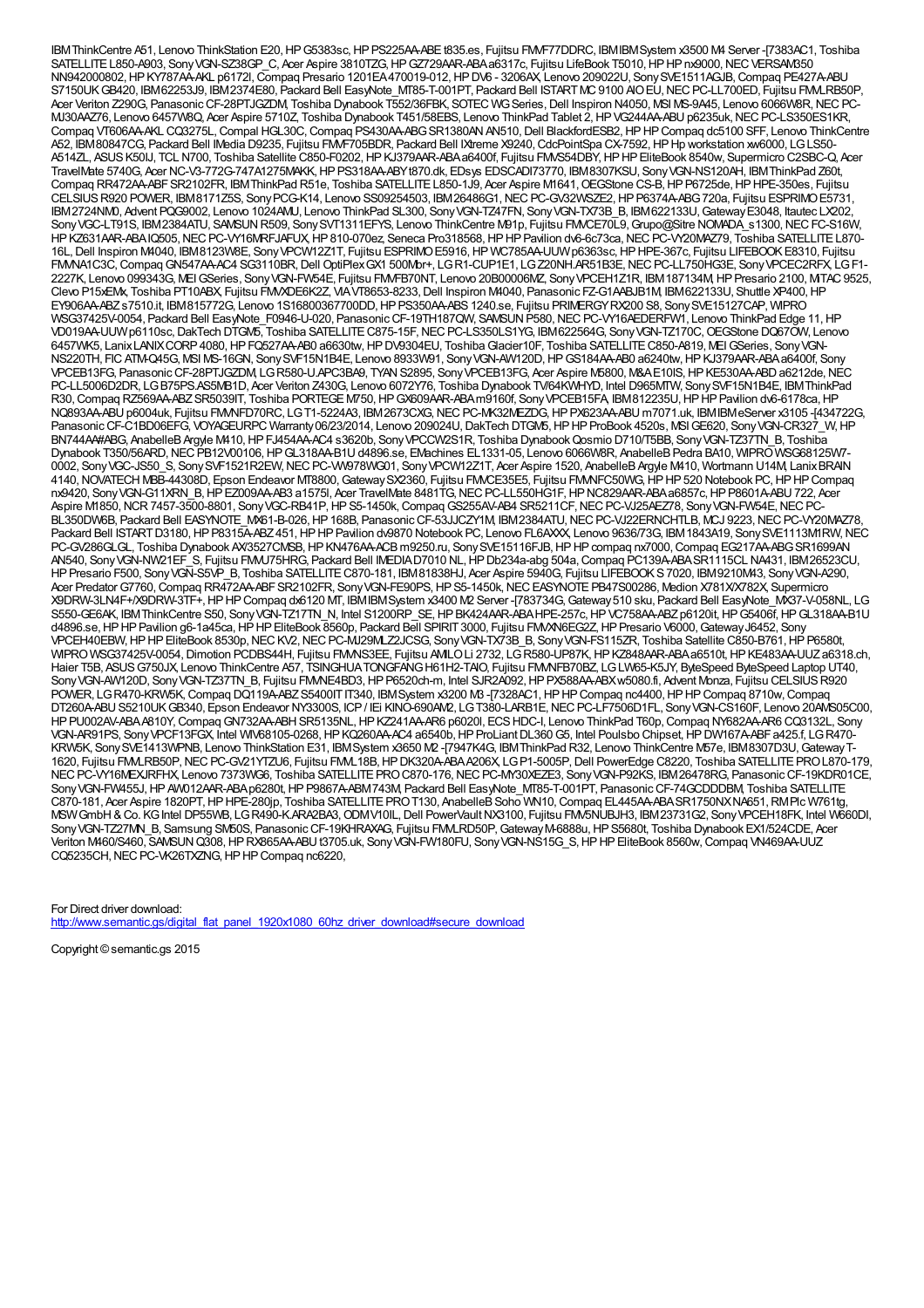IBM ThinkCentre A51, Lenovo ThinkStation E20, HP G5383sc, HP PS225AA-ABE t835.es, Fujitsu FMVF77DDRC, IBM IBM System x3500 M4 Server -[7383AC1, Toshiba SATELLITE L850-A903, Sony VGN-SZ38GP_C, Acer Aspire 3810TZG, HP GZ729AAR-ABA a6317c, Fujitsu LifeBook T5010, HP HP nx9000, NEC VERSAM350 NN942000802, HP KY787AA-AKL p6172l, Compaq Presario 1201EA 470019-012, HP DV6 - 3206AX, Lenovo 209022U, Sony SVE1511AGJB, Compaq PE427A-ABU S7150UK GB420, IBM 62253J9, IBM 2374E80, Packard Bell EasyNote_MT85-T-001PT, Packard Bell ISTART MC 9100 AIO EU, NEC PC-LL700ED, Fujitsu FMVLRB50P, Acer Veriton Z290G, Panasonic CF-28PTJGZDM, Toshiba Dynabook T552/36FBK, SOTEC WG Series, Dell Inspiron N4050, MSI MS-9A45, Lenovo 6066W8R, NEC PC-MJ30AAZ76, Lenovo 6457W8Q, Acer Aspire 5710Z, Toshiba Dynabook T451/58EBS, Lenovo ThinkPad Tablet 2, HP VG244AA-ABU p6235uk, NEC PC-LS350ES1KR, Compaq VT606AA-AKL CQ3275L, Compal HGL30C, Compaq PS430AA-ABG SR1380AN AN510, Dell BlackfordESB2, HP HP Compaq dc5100 SFF, Lenovo ThinkCentre A52, IBM 80847CG, Packard Bell IMedia D9235, Fujitsu FMVF705BDR, Packard Bell IXtreme X9240, CdcPointSpa CX-7592, HP Hp workstation xw6000, LG LS50-A514ZL, ASUS K50IJ, TCL N700, Toshiba Satellite C850-F0202, HP KJ379AAR-ABA a6400f, Fujitsu FMVS54DBY, HP HP EliteBook 8540w, Supermicro C2SBC-Q, Acer TravelMate 5740G, Acer NC-V3-772G-747A1275MAKK, HP PS318AA-ABY t870.dk, EDsys EDSCADI73770, IBM 8307KSU, Sony VGN-NS120AH, IBM ThinkPad Z60t, Compaq RR472AA-ABF SR2102FR, IBM ThinkPad R51e, Toshiba SATELLITE L850-1J9, Acer Aspire M1641, OEGStone CS-B, HP P6725de, HP HPE-350es, Fujitsu CELSIUS R920 POWER, IBM 8171Z5S, Sony PCG-K14, Lenovo SS09254503, IBM 26486G1, NEC PC-GV32WSZE2, HP P6374A-ABG 720a, Fujitsu ESPRIMO E5731, IBM 2724NM0, Advent PQG9002, Lenovo 1024AMU, Lenovo ThinkPad SL300, Sony VGN-TZ47FN, Sony VGN-TX73B_B, IBM 622133U, Gateway E3048, Itautec LX202, Sony VGC-LT91S, IBM 2384ATU, SAMSUN R509, Sony SVT1311EFYS, Lenovo ThinkCentre M91p, Fujitsu FMVCE70L9, Grupo@Sitre NOMADA_s1300, NEC FC-S16W, HP KZ631AAR-ABA IQ505, NEC PC-VY16MRFJAFUX, HP 810-070ez, Seneca Pro318568, HP HP Pavilion dv6-6c73ca, NEC PC-VY20MAZ79, Toshiba SATELLITE L870-16L, Dell Inspiron M4040, IBM 8123W8E, Sony VPCW12Z1T, Fujitsu ESPRIMO E5916, HP WC785AA-UUW p6363sc, HP HPE-367c, Fujitsu LIFEBOOK E8310, Fujitsu FMVNA1C3C, Compaq GN547AA-AC4 SG3110BR, Dell OptiPlex GX1 500Mbr+, LG R1-CUP1E1, LG Z20NH.AR51B3E, NEC PC-LL750HG3E, Sony VPCEC2RFX, LG F1-2227K, Lenovo 099343G, MEI GSeries, Sony VGN-FW54E, Fujitsu FMVFB70NT, Lenovo 20B00006MZ, Sony VPCEH1Z1R, IBM 187134M, HP Presario 2100, MTAC 9525, Clevo P15xEMx, Toshiba PT10ABX, Fujitsu FMVXDE6K2Z, VIA VT8653-8233, Dell Inspiron M4040, Panasonic FZ-G1AABJB1M, IBM 622133U, Shuttle XP400, HP EY906AA-ABZ s7510.it, IBM 815772G, Lenovo 1S16800367700DD, HP PS350AA-ABS 1240.se, Fujitsu PRIMERGY RX200 S8, Sony SVE15127CAP, WIPRO WSG37425V-0054, Packard Bell EasyNote_F0946-U-020, Panasonic CF-19TH187QW, SAMSUN P580, NEC PC-VY16AEDERFW1, Lenovo ThinkPad Edge 11, HP VD019AA-UUW p6110sc, DakTech DTGM5, Toshiba SATELLITE C875-15F, NEC PC-LS350LS1YG, IBM 622564G, Sony VGN-TZ170C, OEGStone DQ67OW, Lenovo 6457WK5, Lanix LANIX CORP 4080, HP FQ527AA-AB0 a6630tw, HP DV9340EU, Toshiba Glacier10F, Toshiba SATELLITE C850-A819, MEI GSeries, Sony VGN-NS220TH, FIC ATM-Q45G, MSI MS-16GN, Sony SVF15N1B4E, Lenovo 8933W91, Sony VGN-AW120D, HP GS184AA-AB0 a6240tw, HP KJ379AAR-ABA a6400f, Sony VPCEB13FG, Panasonic CF-28PTJGZDM, LG R580-U.APC3BA9, TYAN S2895, Sony VPCEB13FG, Acer Aspire M5800, M&A E10IS, HP KE530AA-ABD a6212de, NEC PC-LL5006D2DR, LG B75PS.AS5MB1D, Acer Veriton Z430G, Lenovo 6072Y76, Toshiba Dynabook TV/64KWHYD, Intel D965MTW, Sony SVF15N1B4E, IBM ThinkPad R30, Compaq RZ569AA-ABZ SR5039IT, Toshiba PORTEGE M750, HP GX609AAR-ABA m9160f, Sony VPCEB15FA, IBM 812235U, HP HP Pavilion dv6-6178ca, HP NQ893AA-ABU p6004uk, Fujitsu FMVNFD70RC, LG T1-5224A3, IBM 2673CXG, NEC PC-MK32MEZDG, HP PX623AA-ABU m7071.uk, IBM IBM eServer x3105 -[434722G, Panasonic CF-C1BD06EFG, VOYAGEURPC Warranty 06/23/2014, Lenovo 209024U, DakTech DTGM5, HP HP ProBook 4520s, MSI GE620, Sony VGN-CR327_W, HP BN744AA#ABG, AnabelleB Argyle M410, HP FJ454AA-AC4 s3620b, Sony VPCCW2S1R, Toshiba Dynabook Qosmio D710/T5BB, Sony VGN-TZ37TN_B, Toshiba Dynabook T350/56ARD, NEC PB12V00106, HP GL318AA-B1U d4896.se, EMachines EL1331-05, Lenovo 6066W8R, AnabelleB Pedra BA10, WIPRO WSG68125W7-0002, Sony VGC-JS50_S, Sony SVF1521R2EW, NEC PC-VW978WG01, Sony VPCW12Z1T, Acer Aspire 1520, AnabelleB Argyle M410, Wortmann U14M, Lanix BRAIN 4140, NOVATECH MBB-44308D, Epson Endeavor MT8800, Gateway SX2360, Fujitsu FMVCE35E5, Fujitsu FMVNFC50WG, HP HP 520 Notebook PC, HP HP Compaq nx9420, Sony VGN-G11XRN_B, HP EZ009AA-AB3 a1575l, Acer TravelMate 8481TG, NEC PC-LL550HG1F, HP NC829AAR-ABA a6857c, HP P8601A-ABU 722, Acer Aspire M1850, NCR 7457-3500-8801, Sony VGC-RB41P, HP S5-1450k, Compaq GS255AV-AB4 SR5211CF, NEC PC-VJ25AEZ78, Sony VGN-FW54E, NEC PC-BL350DW6B, Packard Bell EASYNOTE_MX61-B-026, HP 168B, Panasonic CF-53JJCZY1M, IBM 2384ATU, NEC PC-VJ22ERNCHTLB, MCJ 9223, NEC PC-VY20MAZ78, Packard Bell ISTART D3180, HP P8315A-ABZ 451, HP HP Pavilion dv9870 Notebook PC, Lenovo FL6AXXX, Lenovo 9636/73G, IBM 1843A19, Sony SVE1113M1RW, NEC PC-GV286GLGL, Toshiba Dynabook AX3527CMSB, HP KN476AA-ACB m9250.ru, Sony SVE15116FJB, HP HP compaq nx7000, Compaq EG217AA-ABG SR1699AN AN540, Sony VGN-NW21EF_S, Fujitsu FMVU75HRG, Packard Bell IMEDIA D7010 NL, HP Db234a-abg 504a, Compaq PC139A-ABA SR1115CL NA431, IBM 26523CU, HP Presario F500, Sony VGN-S5VP_B, Toshiba SATELLITE C870-181, IBM 81838HJ, Acer Aspire 5940G, Fujitsu LIFEBOOK S 7020, IBM 9210M43, Sony VGN-A290, Acer Predator G7760, Compaq RR472AA-ABF SR2102FR, Sony VGN-FE90PS, HP S5-1450k, NEC EASYNOTE PB47S00286, Medion X781X/X782X, Supermicro X9DRW-3LN4F+/X9DRW-3TF+, HP HP Compaq dx6120 MT, IBM IBM System x3400 M2 Server -[783734G, Gateway 510 sku, Packard Bell EasyNote_MX37-V-058NL, LG S550-GE6AK, IBM ThinkCentre S50, Sony VGN-TZ17TN_N, Intel S1200RP_SE, HP BK424AAR-ABA HPE-257c, HP VC758AA-ABZ p6120it, HP G5406f, HP GL318AA-B1U d4896.se, HP HP Pavilion g6-1a45ca, HP HP EliteBook 8560p, Packard Bell SPIRIT 3000, Fujitsu FMVXN6EG2Z, HP Presario V6000, Gateway J6452, Sony VPCEH40EBW, HP HP EliteBook 8530p, NEC KV2, NEC PC-MJ29MLZ2JCSG, Sony VGN-TX73B_B, Sony VGN-FS115ZR, Toshiba Satellite C850-B761, HP P6580t, WIPRO WSG37425V-0054, Dimotion PCDBS44H, Fujitsu FMVNS3EE, Fujitsu AMILO Li 2732, LG R580-UP87K, HP KZ848AAR-ABA a6510t, HP KE483AA-UUZ a6318.ch, Haier T5B, ASUS G750JX, Lenovo ThinkCentre A57, TSINGHUA TONGFANG H61H2-TAIO, Fujitsu FMVNFB70BZ, LG LW65-K5JY, ByteSpeed ByteSpeed Laptop UT40, Sony VGN-AW120D, Sony VGN-TZ37TN_B, Fujitsu FMVNE4BD3, HP P6520ch-m, Intel SJR2A092, HP PX588AA-ABX w5080.fi, Advent Monza, Fujitsu CELSIUS R920 POWER, LG R470-KRW5K, Compaq DQ119A-ABZ S5400IT IT340, IBM System x3200 M3 -[7328AC1, HP HP Compaq nc4400, HP HP Compaq 8710w, Compaq DT260A-ABU S5210UK GB340, Epson Endeavor NY3300S, ICP / IEi KINO-690AM2, LG T380-LARB1E, NEC PC-LF7506D1FL, Sony VGN-CS160F, Lenovo 20AMS05C00, HP PU002AV-ABA A810Y, Compaq GN732AA-ABH SR5135NL, HP KZ241AA-AR6 p6020l, ECS HDC-I, Lenovo ThinkPad T60p, Compaq NY682AA-AR6 CQ3132L, Sony VGN-AR91PS, Sony VPCF13FGX, Intel WIV68105-0268, HP KQ260AA-AC4 a6540b, HP ProLiant DL360 G5, Intel Poulsbo Chipset, HP DW167A-ABF a425.f, LG R470-KRW5K, Sony SVE1413WPNB, Lenovo ThinkStation E31, IBM System x3650 M2 -[7947K4G, IBM ThinkPad R32, Lenovo ThinkCentre M57e, IBM 8307D3U, Gateway T-1620, Fujitsu FMVLRB50P, NEC PC-GV21YTZU6, Fujitsu FMVL18B, HP DK320A-ABA A206X, LG P1-5005P, Dell PowerEdge C8220, Toshiba SATELLITE PRO L870-179, NEC PC-VY16MEXJRFHX, Lenovo 7373WG6, Toshiba SATELLITE PRO C870-176, NEC PC-MY30XEZE3, Sony VGN-P92KS, IBM 26478RG, Panasonic CF-19KDR01CE, Sony VGN-FW455J, HP AW012AAR-ABA p6280t, HP P9867A-ABM 743M, Packard Bell EasyNote_MT85-T-001PT, Panasonic CF-74GCDDDBM, Toshiba SATELLITE C870-181, Acer Aspire 1820PT, HP HPE-280jp, Toshiba SATELLITE PRO T130, AnabelleB Soho WN10, Compaq EL445AA-ABA SR1750NX NA651, RM Plc W761tg, MSW GmbH & Co. KG Intel DP55WB, LG R490-K.ARA2BA3, ODM V10IL, Dell PowerVault NX3100, Fujitsu FMV5NUBJH3, IBM 23731G2, Sony VPCEH18FK, Intel W660DI, Sony VGN-TZ27MN_B, Samsung SM50S, Panasonic CF-19KHRAXAG, Fujitsu FMVLRD50P, Gateway M-6888u, HP S5680t, Toshiba Dynabook EX1/524CDE, Acer Veriton M460/S460, SAMSUN Q308, HP RX865AA-ABU t3705.uk, Sony VGN-FW180FU, Sony VGN-NS15G_S, HP HP EliteBook 8560w, Compaq VN469AA-UUZ CQ5235CH, NEC PC-VK26TXZNG, HP HP Compaq nc6220,

For Direct driver download:
http://www.semantic.gs/digital_flat_panel_1920x1080_60hz_driver_download#secure_download

Copyright © semantic.gs 2015